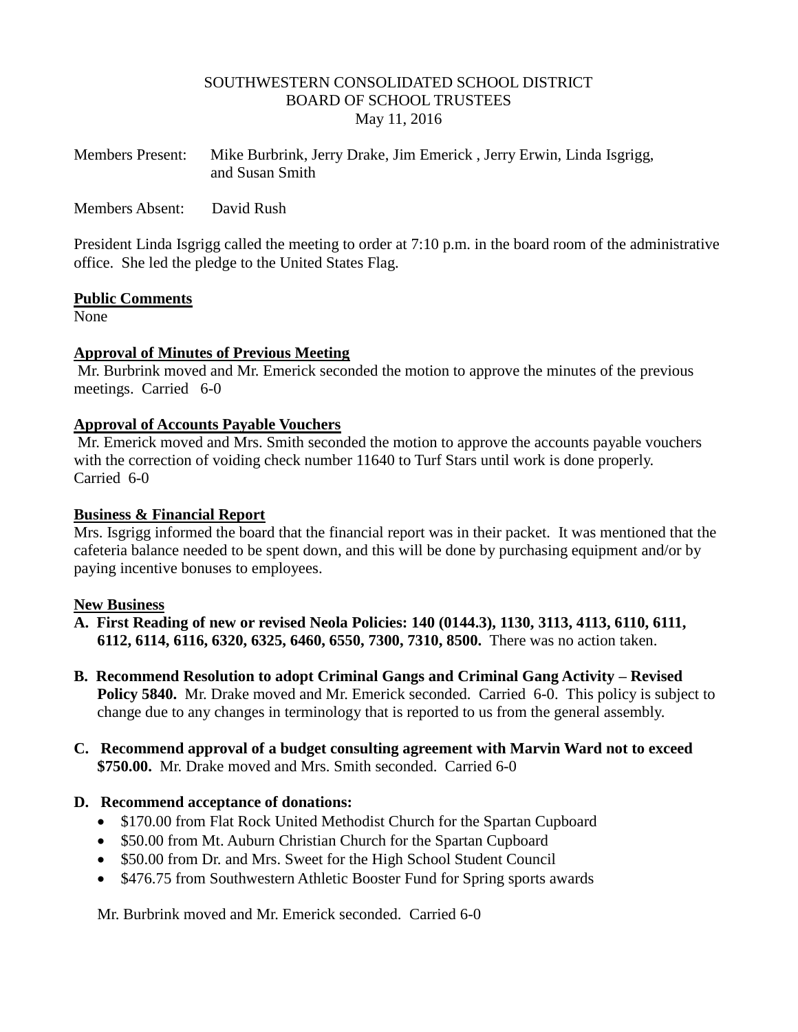SOUTHWESTERN CONSOLIDATED SCHOOL DISTRICT
BOARD OF SCHOOL TRUSTEES
May 11, 2016

Members Present: Mike Burbrink, Jerry Drake, Jim Emerick , Jerry Erwin, Linda Isgrigg, and Susan Smith

Members Absent: David Rush

President Linda Isgrigg called the meeting to order at 7:10 p.m. in the board room of the administrative office. She led the pledge to the United States Flag.

**Public Comments**
None

**Approval of Minutes of Previous Meeting**
Mr. Burbrink moved and Mr. Emerick seconded the motion to approve the minutes of the previous meetings. Carried 6-0

**Approval of Accounts Payable Vouchers**
Mr. Emerick moved and Mrs. Smith seconded the motion to approve the accounts payable vouchers with the correction of voiding check number 11640 to Turf Stars until work is done properly. Carried 6-0

**Business & Financial Report**
Mrs. Isgrigg informed the board that the financial report was in their packet. It was mentioned that the cafeteria balance needed to be spent down, and this will be done by purchasing equipment and/or by paying incentive bonuses to employees.

**New Business**

**A. First Reading of new or revised Neola Policies: 140 (0144.3), 1130, 3113, 4113, 6110, 6111, 6112, 6114, 6116, 6320, 6325, 6460, 6550, 7300, 7310, 8500.** There was no action taken.

**B. Recommend Resolution to adopt Criminal Gangs and Criminal Gang Activity – Revised Policy 5840.** Mr. Drake moved and Mr. Emerick seconded. Carried 6-0. This policy is subject to change due to any changes in terminology that is reported to us from the general assembly.

**C. Recommend approval of a budget consulting agreement with Marvin Ward not to exceed $750.00.** Mr. Drake moved and Mrs. Smith seconded. Carried 6-0

**D. Recommend acceptance of donations:**

- $170.00 from Flat Rock United Methodist Church for the Spartan Cupboard
- $50.00 from Mt. Auburn Christian Church for the Spartan Cupboard
- $50.00 from Dr. and Mrs. Sweet for the High School Student Council
- $476.75 from Southwestern Athletic Booster Fund for Spring sports awards

Mr. Burbrink moved and Mr. Emerick seconded. Carried 6-0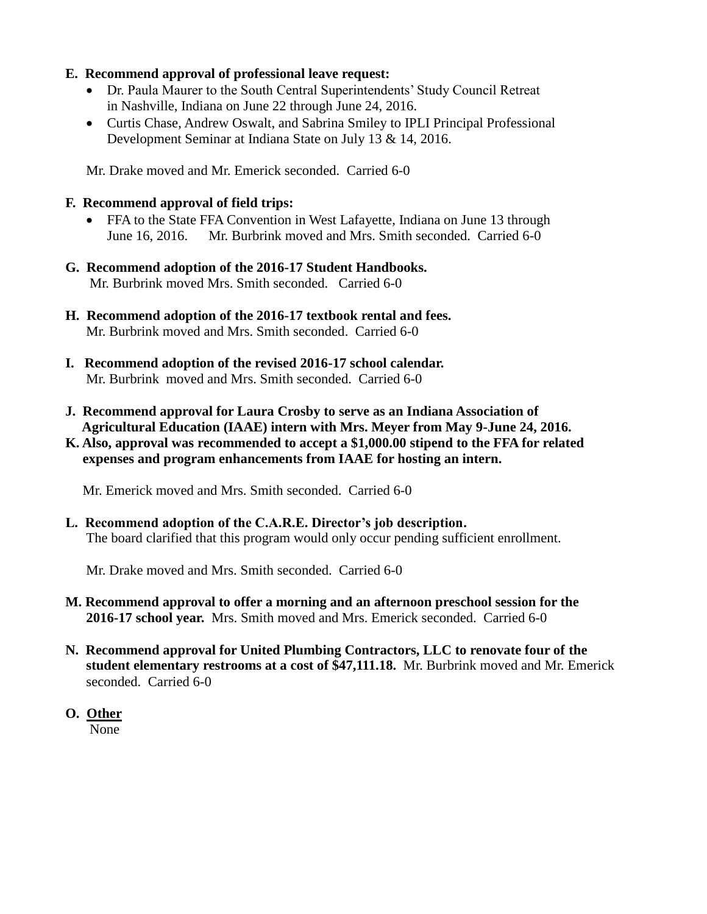**E. Recommend approval of professional leave request:**

- Dr. Paula Maurer to the South Central Superintendents' Study Council Retreat in Nashville, Indiana on June 22 through June 24, 2016.
- Curtis Chase, Andrew Oswalt, and Sabrina Smiley to IPLI Principal Professional Development Seminar at Indiana State on July 13 & 14, 2016.

Mr. Drake moved and Mr. Emerick seconded. Carried 6-0

**F. Recommend approval of field trips:**

- FFA to the State FFA Convention in West Lafayette, Indiana on June 13 through June 16, 2016. Mr. Burbrink moved and Mrs. Smith seconded. Carried 6-0

**G. Recommend adoption of the 2016-17 Student Handbooks.**
Mr. Burbrink moved Mrs. Smith seconded. Carried 6-0

**H. Recommend adoption of the 2016-17 textbook rental and fees.**
Mr. Burbrink moved and Mrs. Smith seconded. Carried 6-0

**I. Recommend adoption of the revised 2016-17 school calendar.**
Mr. Burbrink moved and Mrs. Smith seconded. Carried 6-0

**J. Recommend approval for Laura Crosby to serve as an Indiana Association of Agricultural Education (IAAE) intern with Mrs. Meyer from May 9-June 24, 2016.**

**K. Also, approval was recommended to accept a $1,000.00 stipend to the FFA for related expenses and program enhancements from IAAE for hosting an intern.**

Mr. Emerick moved and Mrs. Smith seconded. Carried 6-0

**L. Recommend adoption of the C.A.R.E. Director's job description.**
The board clarified that this program would only occur pending sufficient enrollment.

Mr. Drake moved and Mrs. Smith seconded. Carried 6-0

**M. Recommend approval to offer a morning and an afternoon preschool session for the 2016-17 school year.** Mrs. Smith moved and Mrs. Emerick seconded. Carried 6-0

**N. Recommend approval for United Plumbing Contractors, LLC to renovate four of the student elementary restrooms at a cost of $47,111.18.** Mr. Burbrink moved and Mr. Emerick seconded. Carried 6-0

**O. Other**
None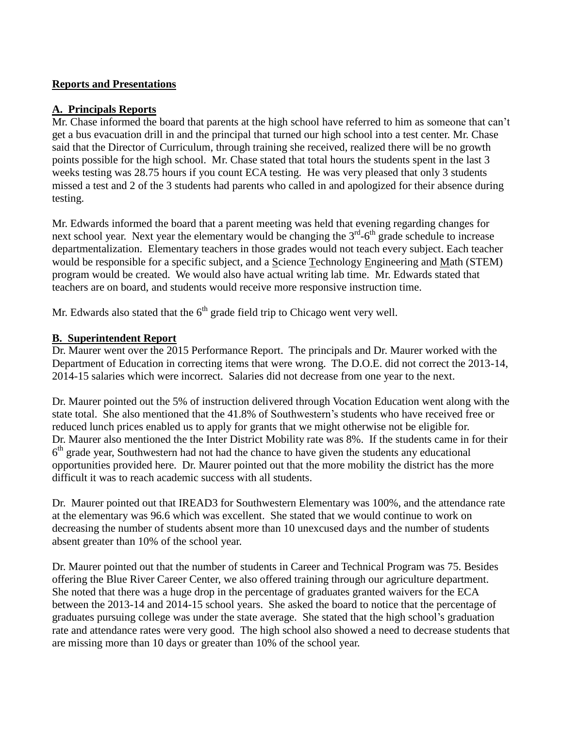## Reports and Presentations

### A. Principals Reports

Mr. Chase informed the board that parents at the high school have referred to him as someone that can't get a bus evacuation drill in and the principal that turned our high school into a test center. Mr. Chase said that the Director of Curriculum, through training she received, realized there will be no growth points possible for the high school. Mr. Chase stated that total hours the students spent in the last 3 weeks testing was 28.75 hours if you count ECA testing. He was very pleased that only 3 students missed a test and 2 of the 3 students had parents who called in and apologized for their absence during testing.

Mr. Edwards informed the board that a parent meeting was held that evening regarding changes for next school year. Next year the elementary would be changing the 3rd-6th grade schedule to increase departmentalization. Elementary teachers in those grades would not teach every subject. Each teacher would be responsible for a specific subject, and a Science Technology Engineering and Math (STEM) program would be created. We would also have actual writing lab time. Mr. Edwards stated that teachers are on board, and students would receive more responsive instruction time.

Mr. Edwards also stated that the 6th grade field trip to Chicago went very well.

### B. Superintendent Report

Dr. Maurer went over the 2015 Performance Report. The principals and Dr. Maurer worked with the Department of Education in correcting items that were wrong. The D.O.E. did not correct the 2013-14, 2014-15 salaries which were incorrect. Salaries did not decrease from one year to the next.

Dr. Maurer pointed out the 5% of instruction delivered through Vocation Education went along with the state total. She also mentioned that the 41.8% of Southwestern's students who have received free or reduced lunch prices enabled us to apply for grants that we might otherwise not be eligible for. Dr. Maurer also mentioned the the Inter District Mobility rate was 8%. If the students came in for their 6th grade year, Southwestern had not had the chance to have given the students any educational opportunities provided here. Dr. Maurer pointed out that the more mobility the district has the more difficult it was to reach academic success with all students.

Dr. Maurer pointed out that IREAD3 for Southwestern Elementary was 100%, and the attendance rate at the elementary was 96.6 which was excellent. She stated that we would continue to work on decreasing the number of students absent more than 10 unexcused days and the number of students absent greater than 10% of the school year.

Dr. Maurer pointed out that the number of students in Career and Technical Program was 75. Besides offering the Blue River Career Center, we also offered training through our agriculture department. She noted that there was a huge drop in the percentage of graduates granted waivers for the ECA between the 2013-14 and 2014-15 school years. She asked the board to notice that the percentage of graduates pursuing college was under the state average. She stated that the high school's graduation rate and attendance rates were very good. The high school also showed a need to decrease students that are missing more than 10 days or greater than 10% of the school year.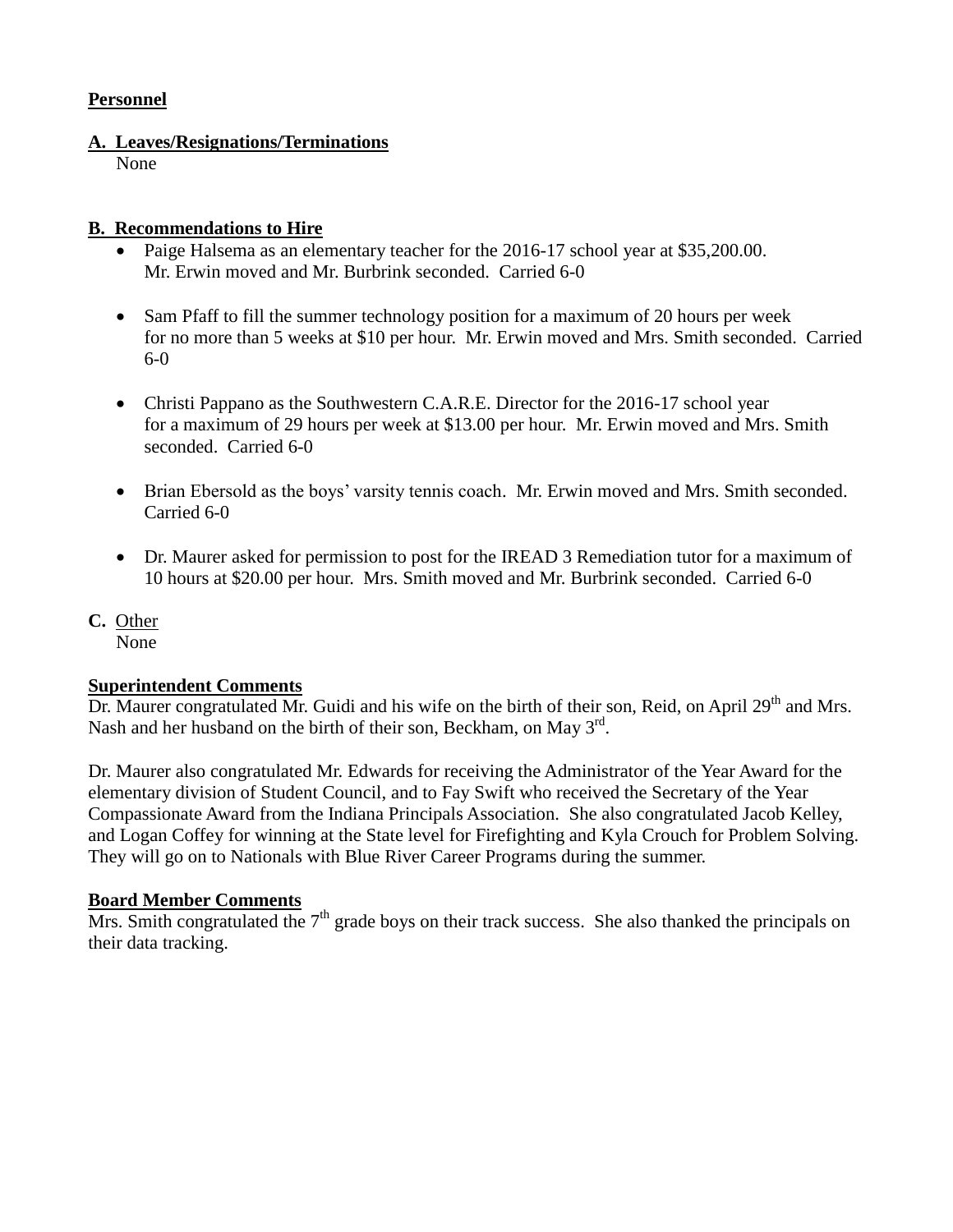**Personnel**

**A. Leaves/Resignations/Terminations**

None

**B. Recommendations to Hire**

- Paige Halsema as an elementary teacher for the 2016-17 school year at $35,200.00. Mr. Erwin moved and Mr. Burbrink seconded. Carried 6-0
- Sam Pfaff to fill the summer technology position for a maximum of 20 hours per week for no more than 5 weeks at $10 per hour. Mr. Erwin moved and Mrs. Smith seconded. Carried 6-0
- Christi Pappano as the Southwestern C.A.R.E. Director for the 2016-17 school year for a maximum of 29 hours per week at $13.00 per hour. Mr. Erwin moved and Mrs. Smith seconded. Carried 6-0
- Brian Ebersold as the boys' varsity tennis coach. Mr. Erwin moved and Mrs. Smith seconded. Carried 6-0
- Dr. Maurer asked for permission to post for the IREAD 3 Remediation tutor for a maximum of 10 hours at $20.00 per hour. Mrs. Smith moved and Mr. Burbrink seconded. Carried 6-0

**C.** Other

None

**Superintendent Comments**

Dr. Maurer congratulated Mr. Guidi and his wife on the birth of their son, Reid, on April 29th and Mrs. Nash and her husband on the birth of their son, Beckham, on May 3rd.

Dr. Maurer also congratulated Mr. Edwards for receiving the Administrator of the Year Award for the elementary division of Student Council, and to Fay Swift who received the Secretary of the Year Compassionate Award from the Indiana Principals Association. She also congratulated Jacob Kelley, and Logan Coffey for winning at the State level for Firefighting and Kyla Crouch for Problem Solving. They will go on to Nationals with Blue River Career Programs during the summer.

**Board Member Comments**

Mrs. Smith congratulated the 7th grade boys on their track success. She also thanked the principals on their data tracking.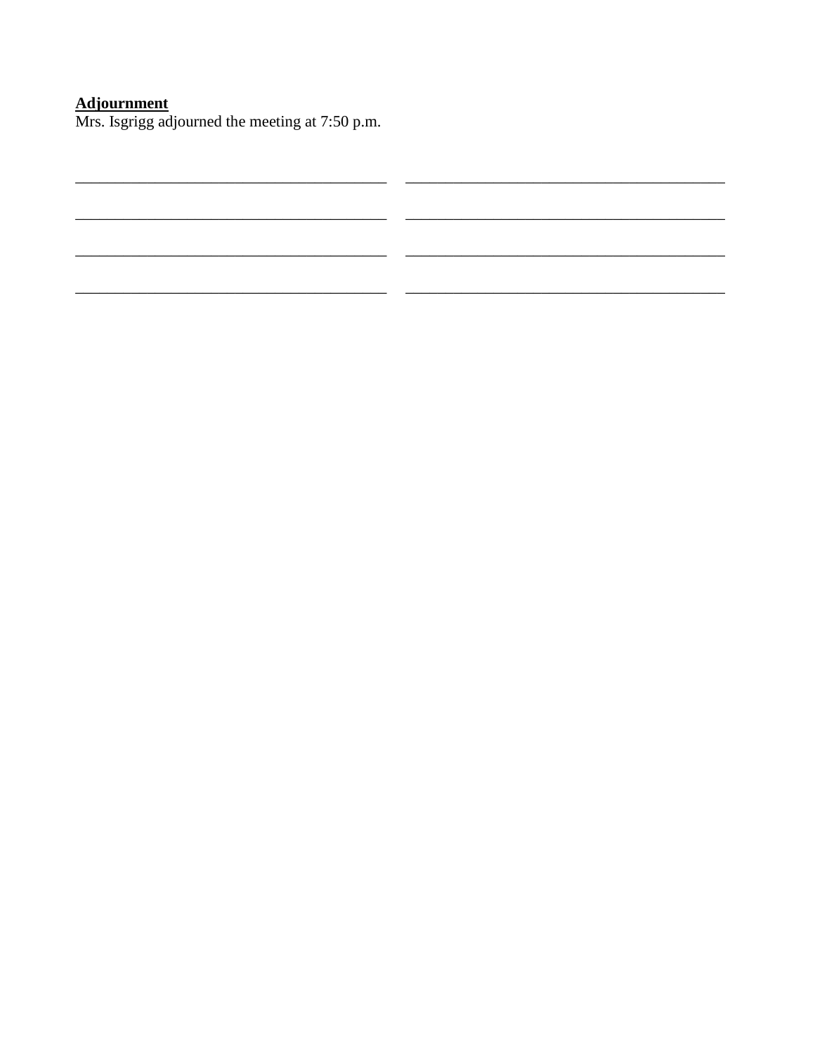**Adjournment**
Mrs. Isgrigg adjourned the meeting at 7:50 p.m.

| | |
|---|---|
| ______________________________________ | ______________________________________ |
| ______________________________________ | ______________________________________ |
| ______________________________________ | ______________________________________ |
| ______________________________________ | ______________________________________ |